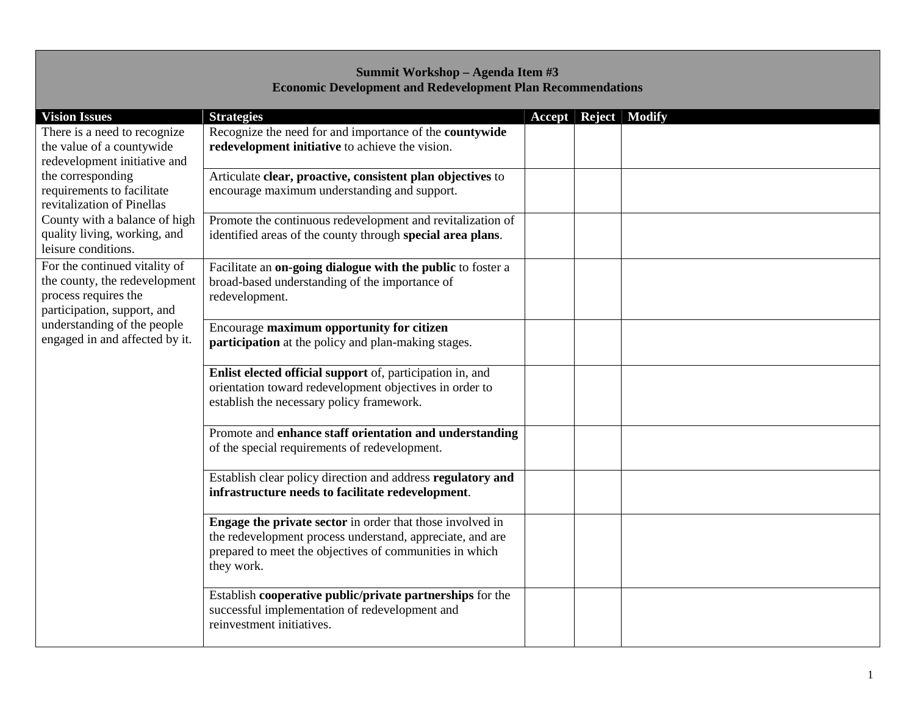## Summit Workshop – Agenda Item #3
## Economic Development and Redevelopment Plan Recommendations

| Vision Issues | Strategies | Accept | Reject | Modify |
|---|---|---|---|---|
| There is a need to recognize the value of a countywide redevelopment initiative and the corresponding requirements to facilitate revitalization of Pinellas County with a balance of high quality living, working, and leisure conditions. | Recognize the need for and importance of the **countywide redevelopment initiative** to achieve the vision. | | | |
| | Articulate **clear, proactive, consistent plan objectives** to encourage maximum understanding and support. | | | |
| | Promote the continuous redevelopment and revitalization of identified areas of the county through **special area plans**. | | | |
| For the continued vitality of the county, the redevelopment process requires the participation, support, and understanding of the people engaged in and affected by it. | Facilitate an **on-going dialogue with the public** to foster a broad-based understanding of the importance of redevelopment. | | | |
| | Encourage **maximum opportunity for citizen participation** at the policy and plan-making stages. | | | |
| | **Enlist elected official support** of, participation in, and orientation toward redevelopment objectives in order to establish the necessary policy framework. | | | |
| | Promote and **enhance staff orientation and understanding** of the special requirements of redevelopment. | | | |
| | Establish clear policy direction and address **regulatory and infrastructure needs to facilitate redevelopment**. | | | |
| | **Engage the private sector** in order that those involved in the redevelopment process understand, appreciate, and are prepared to meet the objectives of communities in which they work. | | | |
| | Establish **cooperative public/private partnerships** for the successful implementation of redevelopment and reinvestment initiatives. | | | |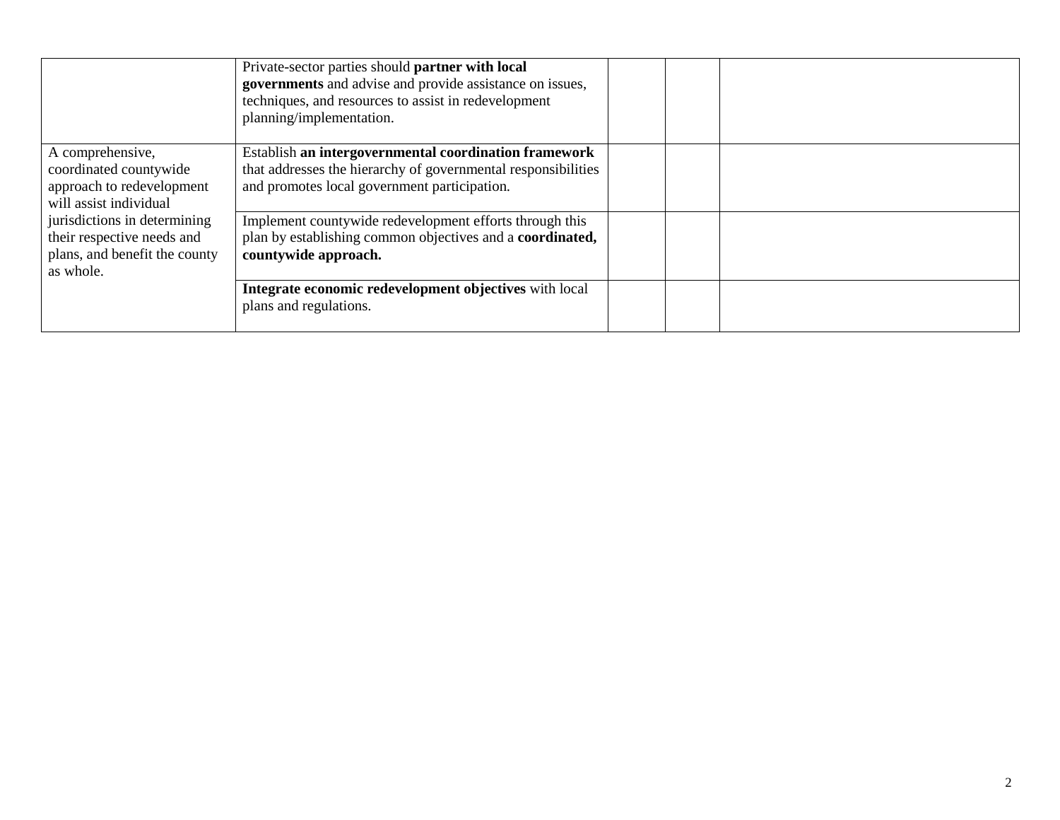| | | | | |
|---|---|---|---|---|
| | Private-sector parties should **partner with local governments** and advise and provide assistance on issues, techniques, and resources to assist in redevelopment planning/implementation. | | | |
| A comprehensive, coordinated countywide approach to redevelopment will assist individual jurisdictions in determining their respective needs and plans, and benefit the county as whole. | Establish **an intergovernmental coordination framework** that addresses the hierarchy of governmental responsibilities and promotes local government participation. | | | |
| | Implement countywide redevelopment efforts through this plan by establishing common objectives and a **coordinated, countywide approach.** | | | |
| | **Integrate economic redevelopment objectives** with local plans and regulations. | | | |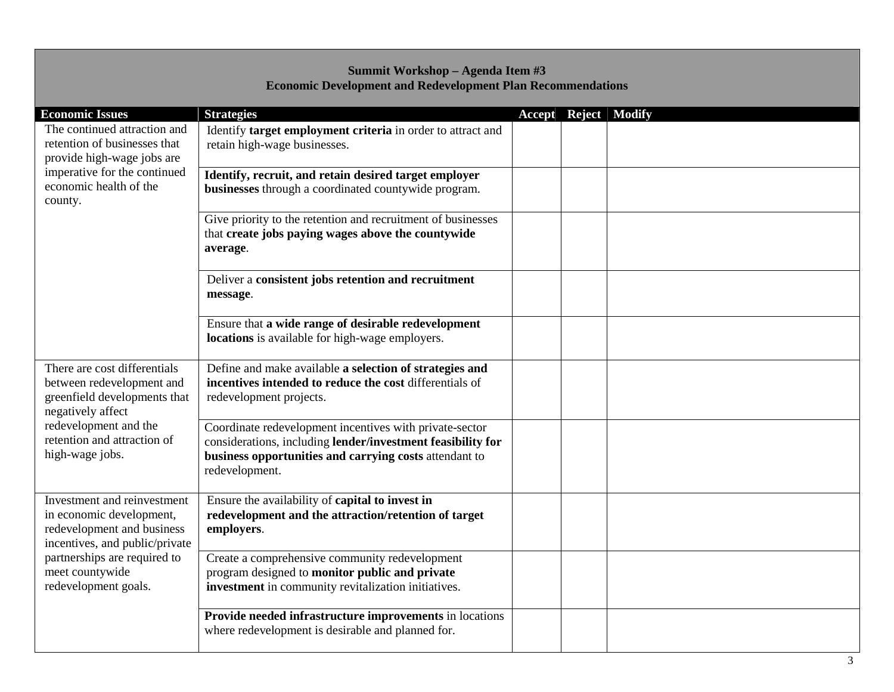**Summit Workshop – Agenda Item #3**
**Economic Development and Redevelopment Plan Recommendations**

| Economic Issues | Strategies | Accept | Reject | Modify |
|---|---|---|---|---|
| The continued attraction and retention of businesses that provide high-wage jobs are imperative for the continued economic health of the county. | Identify **target employment criteria** in order to attract and retain high-wage businesses. | | | |
| | **Identify, recruit, and retain desired target employer businesses** through a coordinated countywide program. | | | |
| | Give priority to the retention and recruitment of businesses that **create jobs paying wages above the countywide average**. | | | |
| | Deliver a **consistent jobs retention and recruitment message**. | | | |
| | Ensure that **a wide range of desirable redevelopment locations** is available for high-wage employers. | | | |
| There are cost differentials between redevelopment and greenfield developments that negatively affect redevelopment and the retention and attraction of high-wage jobs. | Define and make available **a selection of strategies and incentives intended to reduce the cost** differentials of redevelopment projects. | | | |
| | Coordinate redevelopment incentives with private-sector considerations, including **lender/investment feasibility for business opportunities and carrying costs** attendant to redevelopment. | | | |
| Investment and reinvestment in economic development, redevelopment and business incentives, and public/private partnerships are required to meet countywide redevelopment goals. | Ensure the availability of **capital to invest in redevelopment and the attraction/retention of target employers**. | | | |
| | Create a comprehensive community redevelopment program designed to **monitor public and private investment** in community revitalization initiatives. | | | |
| | **Provide needed infrastructure improvements** in locations where redevelopment is desirable and planned for. | | | |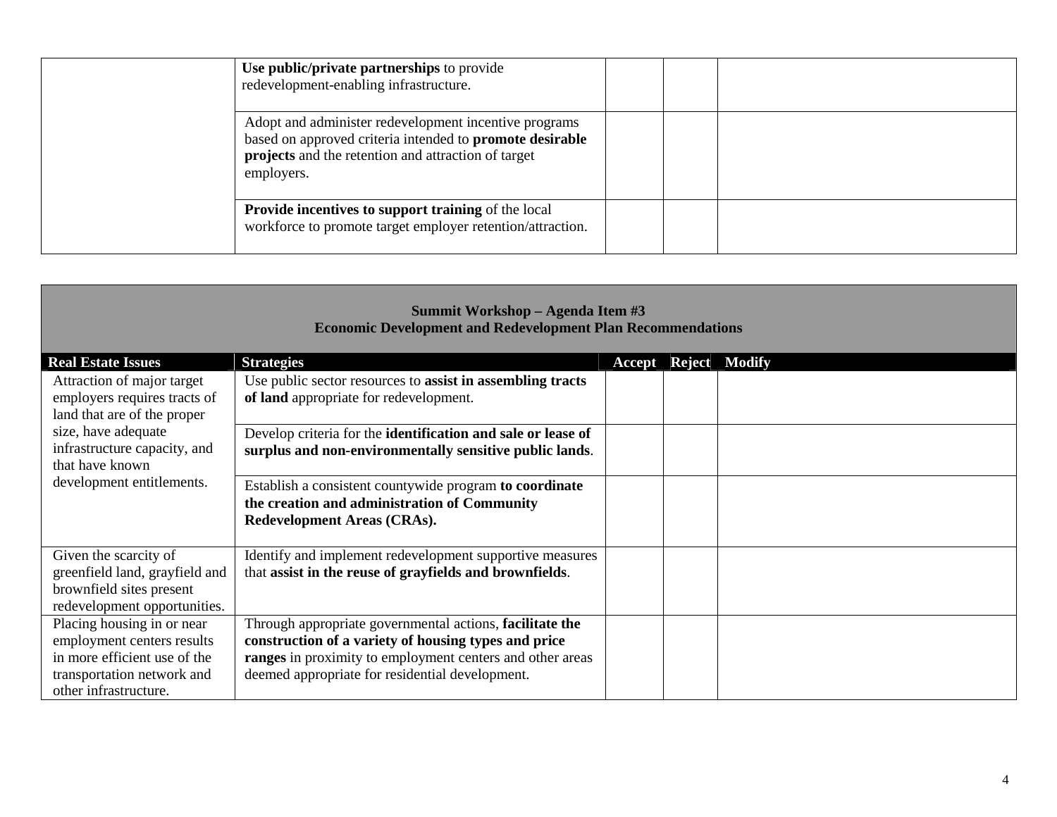| | | | | |
|---|---|---|---|---|
| | **Use public/private partnerships** to provide redevelopment-enabling infrastructure. | | | |
| | Adopt and administer redevelopment incentive programs based on approved criteria intended to **promote desirable projects** and the retention and attraction of target employers. | | | |
| | **Provide incentives to support training** of the local workforce to promote target employer retention/attraction. | | | |

**Summit Workshop – Agenda Item #3**
**Economic Development and Redevelopment Plan Recommendations**

| Real Estate Issues | Strategies | Accept | Reject | Modify |
|---|---|---|---|---|
| Attraction of major target employers requires tracts of land that are of the proper size, have adequate infrastructure capacity, and that have known development entitlements. | Use public sector resources to **assist in assembling tracts of land** appropriate for redevelopment. | | | |
| | Develop criteria for the **identification and sale or lease of surplus and non-environmentally sensitive public lands**. | | | |
| | Establish a consistent countywide program **to coordinate the creation and administration of Community Redevelopment Areas (CRAs).** | | | |
| Given the scarcity of greenfield land, grayfield and brownfield sites present redevelopment opportunities. | Identify and implement redevelopment supportive measures that **assist in the reuse of grayfields and brownfields**. | | | |
| Placing housing in or near employment centers results in more efficient use of the transportation network and other infrastructure. | Through appropriate governmental actions, **facilitate the construction of a variety of housing types and price ranges** in proximity to employment centers and other areas deemed appropriate for residential development. | | | |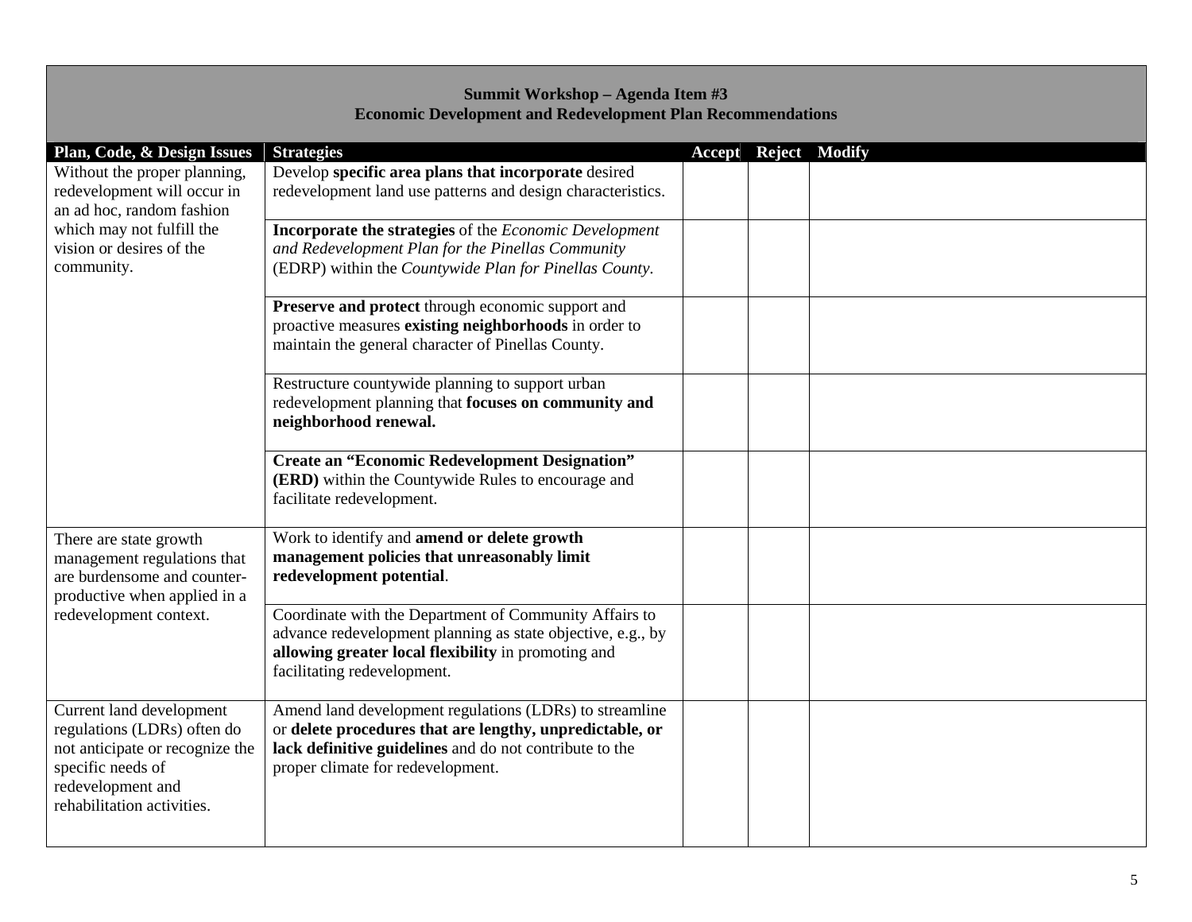## Summit Workshop – Agenda Item #3
## Economic Development and Redevelopment Plan Recommendations

| Plan, Code, & Design Issues | Strategies | Accept | Reject | Modify |
|---|---|---|---|---|
| Without the proper planning, redevelopment will occur in an ad hoc, random fashion which may not fulfill the vision or desires of the community. | Develop **specific area plans that incorporate** desired redevelopment land use patterns and design characteristics. | | | |
| | **Incorporate the strategies** of the *Economic Development and Redevelopment Plan for the Pinellas Community* (EDRP) within the *Countywide Plan for Pinellas County*. | | | |
| | **Preserve and protect** through economic support and proactive measures **existing neighborhoods** in order to maintain the general character of Pinellas County. | | | |
| | Restructure countywide planning to support urban redevelopment planning that **focuses on community and neighborhood renewal.** | | | |
| | **Create an "Economic Redevelopment Designation" (ERD)** within the Countywide Rules to encourage and facilitate redevelopment. | | | |
| There are state growth management regulations that are burdensome and counter-productive when applied in a redevelopment context. | Work to identify and **amend or delete growth management policies that unreasonably limit redevelopment potential**. | | | |
| | Coordinate with the Department of Community Affairs to advance redevelopment planning as state objective, e.g., by **allowing greater local flexibility** in promoting and facilitating redevelopment. | | | |
| Current land development regulations (LDRs) often do not anticipate or recognize the specific needs of redevelopment and rehabilitation activities. | Amend land development regulations (LDRs) to streamline or **delete procedures that are lengthy, unpredictable, or lack definitive guidelines** and do not contribute to the proper climate for redevelopment. | | | |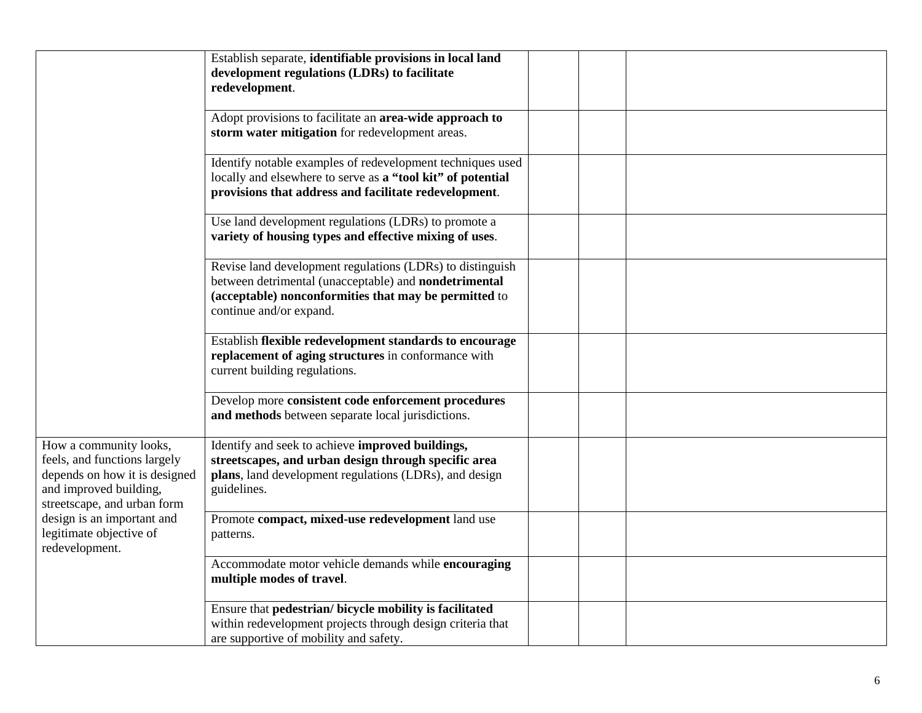| | | | | |
|---|---|---|---|---|
| | Establish separate, **identifiable provisions in local land development regulations (LDRs) to facilitate redevelopment**. | | | |
| | Adopt provisions to facilitate an **area-wide approach to storm water mitigation** for redevelopment areas. | | | |
| | Identify notable examples of redevelopment techniques used locally and elsewhere to serve as **a "tool kit" of potential provisions that address and facilitate redevelopment**. | | | |
| | Use land development regulations (LDRs) to promote a **variety of housing types and effective mixing of uses**. | | | |
| | Revise land development regulations (LDRs) to distinguish between detrimental (unacceptable) and **nondetrimental (acceptable) nonconformities that may be permitted** to continue and/or expand. | | | |
| | Establish **flexible redevelopment standards to encourage replacement of aging structures** in conformance with current building regulations. | | | |
| | Develop more **consistent code enforcement procedures and methods** between separate local jurisdictions. | | | |
| How a community looks, feels, and functions largely depends on how it is designed and improved building, streetscape, and urban form design is an important and legitimate objective of redevelopment. | Identify and seek to achieve **improved buildings, streetscapes, and urban design through specific area plans**, land development regulations (LDRs), and design guidelines. | | | |
| | Promote **compact, mixed-use redevelopment** land use patterns. | | | |
| | Accommodate motor vehicle demands while **encouraging multiple modes of travel**. | | | |
| | Ensure that **pedestrian/ bicycle mobility is facilitated** within redevelopment projects through design criteria that are supportive of mobility and safety. | | | |